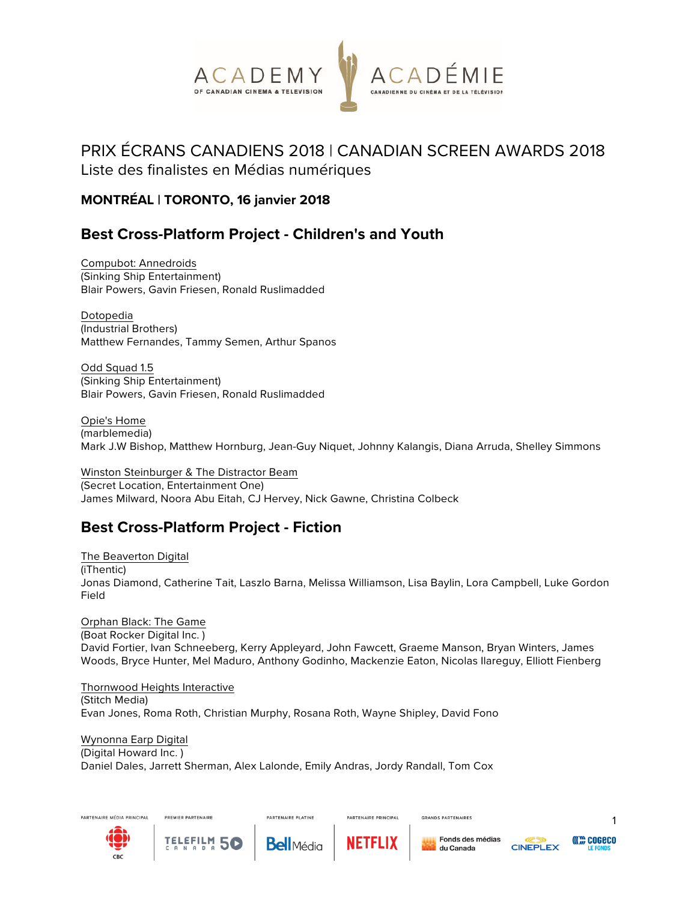# PRIX ÉCRANS CANADIENS 2018 | CANADIAN SCREEN AWARDS 2018

Liste des finalistes en Médias numériques

**MONTRÉAL | TORONTO, 16 janvier 2018**

## Best Cross-Platform Project - Children's and Youth

Compubot: Annedroids
(Sinking Ship Entertainment)
Blair Powers, Gavin Friesen, Ronald Ruslimadded

Dotopedia
(Industrial Brothers)
Matthew Fernandes, Tammy Semen, Arthur Spanos

Odd Squad 1.5
(Sinking Ship Entertainment)
Blair Powers, Gavin Friesen, Ronald Ruslimadded

Opie's Home
(marblemedia)
Mark J.W Bishop, Matthew Hornburg, Jean-Guy Niquet, Johnny Kalangis, Diana Arruda, Shelley Simmons

Winston Steinburger & The Distractor Beam
(Secret Location, Entertainment One)
James Milward, Noora Abu Eitah, CJ Hervey, Nick Gawne, Christina Colbeck

## Best Cross-Platform Project - Fiction

The Beaverton Digital
(iThentic)
Jonas Diamond, Catherine Tait, Laszlo Barna, Melissa Williamson, Lisa Baylin, Lora Campbell, Luke Gordon Field

Orphan Black: The Game
(Boat Rocker Digital Inc. )
David Fortier, Ivan Schneeberg, Kerry Appleyard, John Fawcett, Graeme Manson, Bryan Winters, James Woods, Bryce Hunter, Mel Maduro, Anthony Godinho, Mackenzie Eaton, Nicolas Ilareguy, Elliott Fienberg

Thornwood Heights Interactive
(Stitch Media)
Evan Jones, Roma Roth, Christian Murphy, Rosana Roth, Wayne Shipley, David Fono

Wynonna Earp Digital
(Digital Howard Inc. )
Daniel Dales, Jarrett Sherman, Alex Lalonde, Emily Andras, Jordy Randall, Tom Cox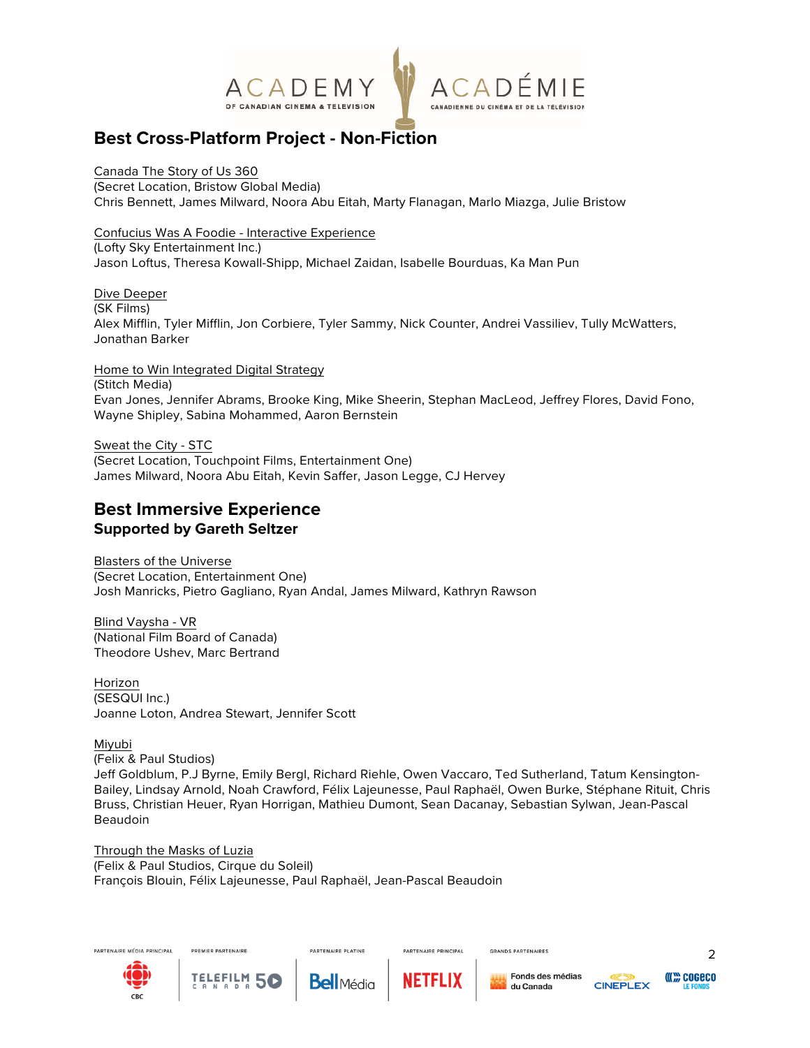## Best Cross-Platform Project - Non-Fiction

Canada The Story of Us 360
(Secret Location, Bristow Global Media)
Chris Bennett, James Milward, Noora Abu Eitah, Marty Flanagan, Marlo Miazga, Julie Bristow

Confucius Was A Foodie - Interactive Experience
(Lofty Sky Entertainment Inc.)
Jason Loftus, Theresa Kowall-Shipp, Michael Zaidan, Isabelle Bourduas, Ka Man Pun

Dive Deeper
(SK Films)
Alex Mifflin, Tyler Mifflin, Jon Corbiere, Tyler Sammy, Nick Counter, Andrei Vassiliev, Tully McWatters, Jonathan Barker

Home to Win Integrated Digital Strategy
(Stitch Media)
Evan Jones, Jennifer Abrams, Brooke King, Mike Sheerin, Stephan MacLeod, Jeffrey Flores, David Fono, Wayne Shipley, Sabina Mohammed, Aaron Bernstein

Sweat the City - STC
(Secret Location, Touchpoint Films, Entertainment One)
James Milward, Noora Abu Eitah, Kevin Saffer, Jason Legge, CJ Hervey

## Best Immersive Experience
### Supported by Gareth Seltzer

Blasters of the Universe
(Secret Location, Entertainment One)
Josh Manricks, Pietro Gagliano, Ryan Andal, James Milward, Kathryn Rawson

Blind Vaysha - VR
(National Film Board of Canada)
Theodore Ushev, Marc Bertrand

Horizon
(SESQUI Inc.)
Joanne Loton, Andrea Stewart, Jennifer Scott

Miyubi
(Felix & Paul Studios)
Jeff Goldblum, P.J Byrne, Emily Bergl, Richard Riehle, Owen Vaccaro, Ted Sutherland, Tatum Kensington-Bailey, Lindsay Arnold, Noah Crawford, Félix Lajeunesse, Paul Raphaël, Owen Burke, Stéphane Rituit, Chris Bruss, Christian Heuer, Ryan Horrigan, Mathieu Dumont, Sean Dacanay, Sebastian Sylwan, Jean-Pascal Beaudoin

Through the Masks of Luzia
(Felix & Paul Studios, Cirque du Soleil)
François Blouin, Félix Lajeunesse, Paul Raphaël, Jean-Pascal Beaudoin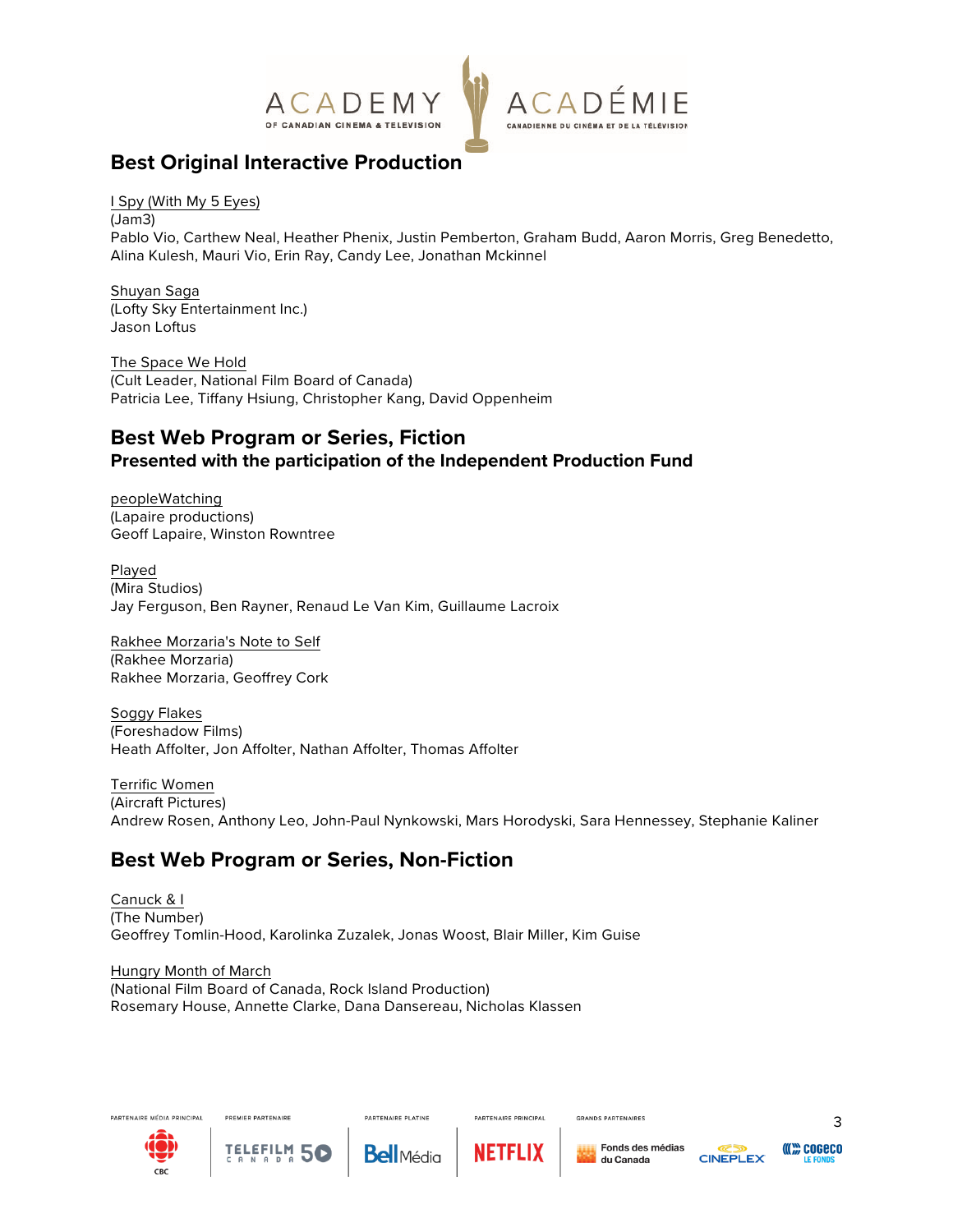## Best Original Interactive Production

I Spy (With My 5 Eyes)
(Jam3)
Pablo Vio, Carthew Neal, Heather Phenix, Justin Pemberton, Graham Budd, Aaron Morris, Greg Benedetto, Alina Kulesh, Mauri Vio, Erin Ray, Candy Lee, Jonathan Mckinnel

Shuyan Saga
(Lofty Sky Entertainment Inc.)
Jason Loftus

The Space We Hold
(Cult Leader, National Film Board of Canada)
Patricia Lee, Tiffany Hsiung, Christopher Kang, David Oppenheim

## Best Web Program or Series, Fiction
### Presented with the participation of the Independent Production Fund

peopleWatching
(Lapaire productions)
Geoff Lapaire, Winston Rowntree

Played
(Mira Studios)
Jay Ferguson, Ben Rayner, Renaud Le Van Kim, Guillaume Lacroix

Rakhee Morzaria's Note to Self
(Rakhee Morzaria)
Rakhee Morzaria, Geoffrey Cork

Soggy Flakes
(Foreshadow Films)
Heath Affolter, Jon Affolter, Nathan Affolter, Thomas Affolter

Terrific Women
(Aircraft Pictures)
Andrew Rosen, Anthony Leo, John-Paul Nynkowski, Mars Horodyski, Sara Hennessey, Stephanie Kaliner

## Best Web Program or Series, Non-Fiction

Canuck & I
(The Number)
Geoffrey Tomlin-Hood, Karolinka Zuzalek, Jonas Woost, Blair Miller, Kim Guise

Hungry Month of March
(National Film Board of Canada, Rock Island Production)
Rosemary House, Annette Clarke, Dana Dansereau, Nicholas Klassen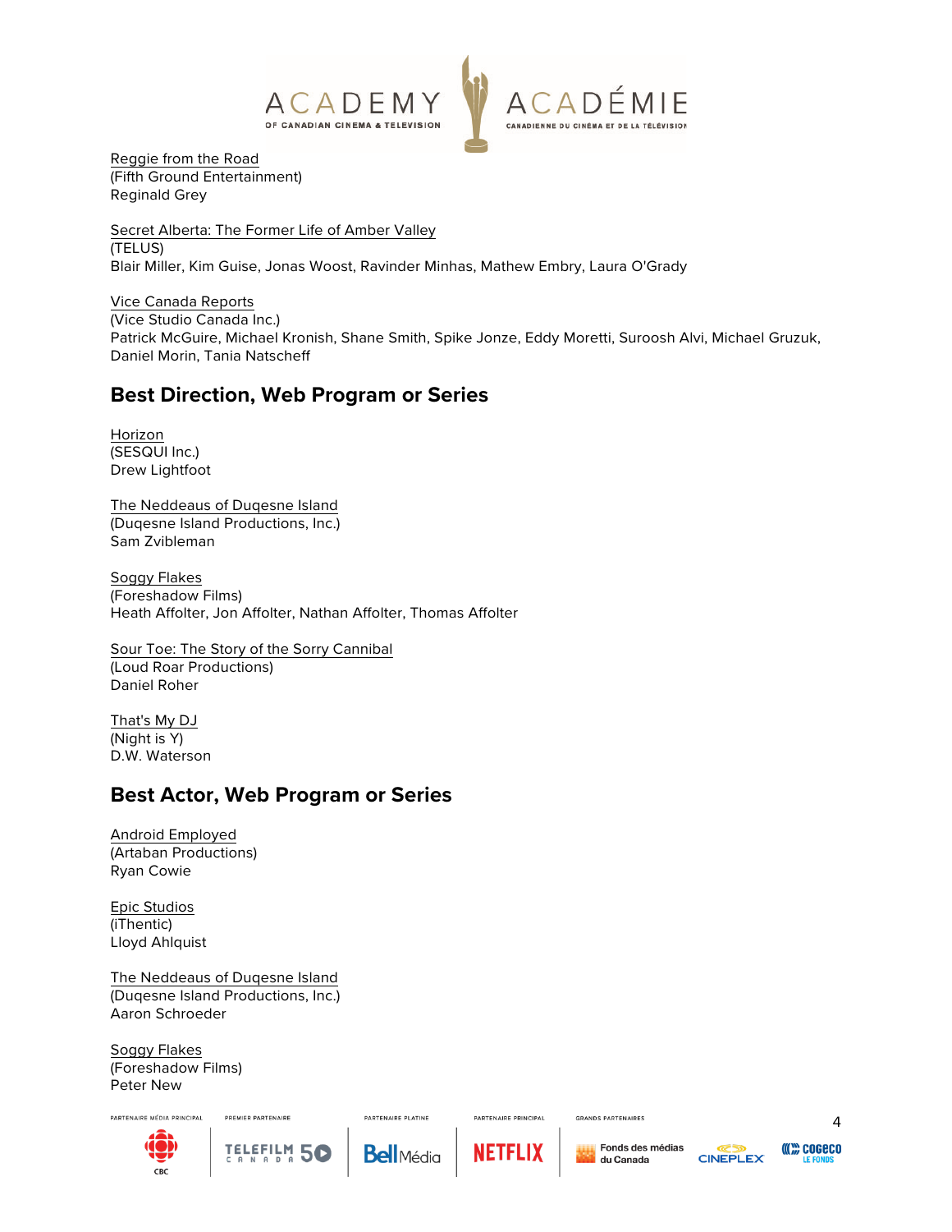Reggie from the Road
(Fifth Ground Entertainment)
Reginald Grey

Secret Alberta: The Former Life of Amber Valley
(TELUS)
Blair Miller, Kim Guise, Jonas Woost, Ravinder Minhas, Mathew Embry, Laura O'Grady

Vice Canada Reports
(Vice Studio Canada Inc.)
Patrick McGuire, Michael Kronish, Shane Smith, Spike Jonze, Eddy Moretti, Suroosh Alvi, Michael Gruzuk, Daniel Morin, Tania Natscheff

## Best Direction, Web Program or Series

Horizon
(SESQUI Inc.)
Drew Lightfoot

The Neddeaus of Duqesne Island
(Duqesne Island Productions, Inc.)
Sam Zvibleman

Soggy Flakes
(Foreshadow Films)
Heath Affolter, Jon Affolter, Nathan Affolter, Thomas Affolter

Sour Toe: The Story of the Sorry Cannibal
(Loud Roar Productions)
Daniel Roher

That's My DJ
(Night is Y)
D.W. Waterson

## Best Actor, Web Program or Series

Android Employed
(Artaban Productions)
Ryan Cowie

Epic Studios
(iThentic)
Lloyd Ahlquist

The Neddeaus of Duqesne Island
(Duqesne Island Productions, Inc.)
Aaron Schroeder

Soggy Flakes
(Foreshadow Films)
Peter New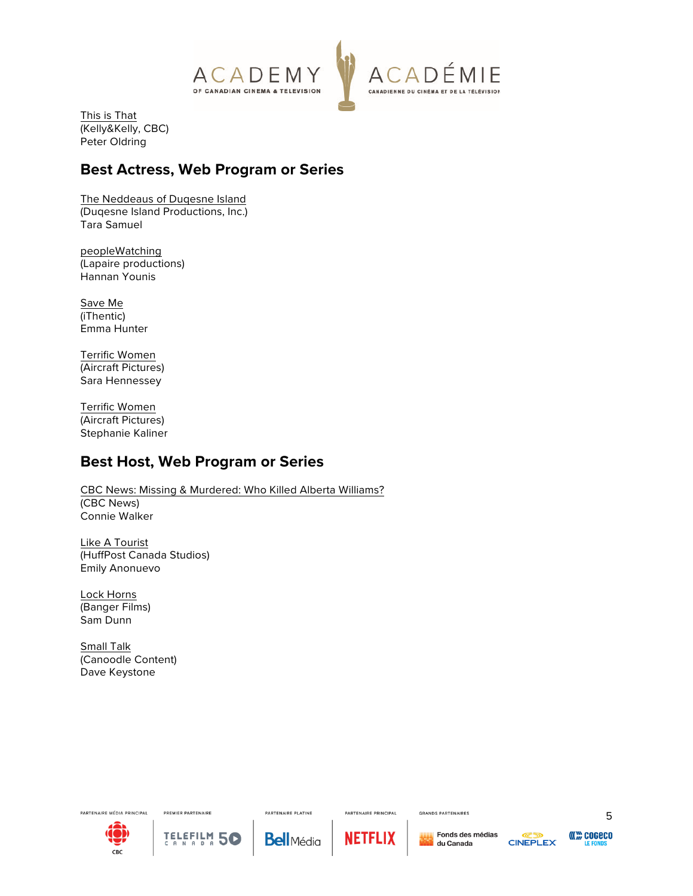This is That
(Kelly&Kelly, CBC)
Peter Oldring

## Best Actress, Web Program or Series

The Neddeaus of Duqesne Island
(Duqesne Island Productions, Inc.)
Tara Samuel

peopleWatching
(Lapaire productions)
Hannan Younis

Save Me
(iThentic)
Emma Hunter

Terrific Women
(Aircraft Pictures)
Sara Hennessey

Terrific Women
(Aircraft Pictures)
Stephanie Kaliner

## Best Host, Web Program or Series

CBC News: Missing & Murdered: Who Killed Alberta Williams?
(CBC News)
Connie Walker

Like A Tourist
(HuffPost Canada Studios)
Emily Anonuevo

Lock Horns
(Banger Films)
Sam Dunn

Small Talk
(Canoodle Content)
Dave Keystone